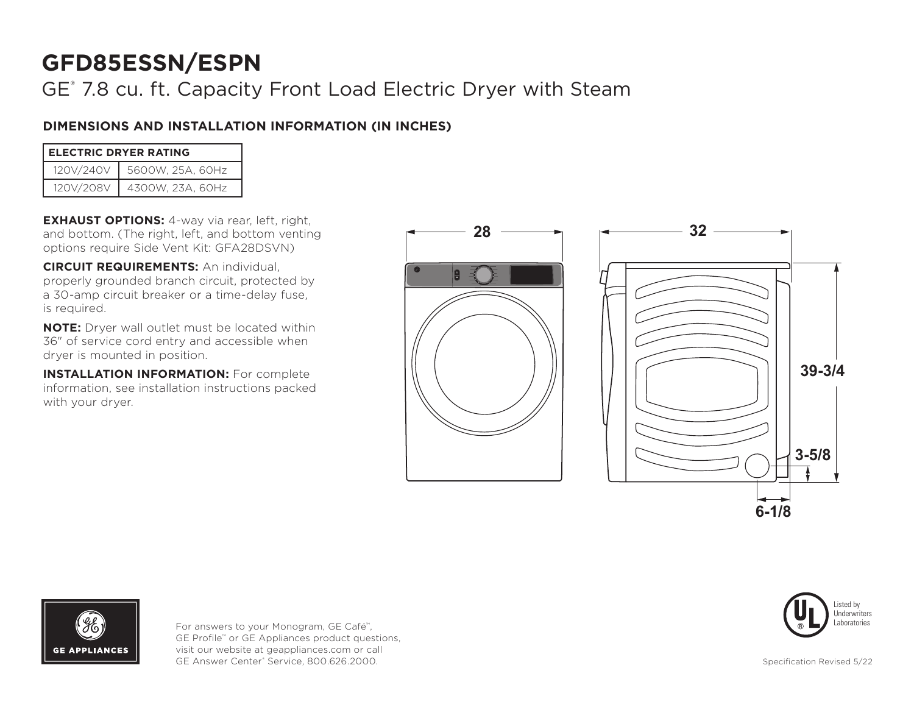# GFD85ESSN/ESPN

## GE® 7.8 cu. ft. Capacity Front Load Electric Dryer with Steam

### DIMENSIONS AND INSTALLATION INFORMATION (IN INCHES)

| ELECTRIC DRYER RATING | |
|---|---|
| 120V/240V | 5600W, 25A, 60Hz |
| 120V/208V | 4300W, 23A, 60Hz |

**EXHAUST OPTIONS:** 4-way via rear, left, right, and bottom. (The right, left, and bottom venting options require Side Vent Kit: GFA28DSVN)

**CIRCUIT REQUIREMENTS:** An individual, properly grounded branch circuit, protected by a 30-amp circuit breaker or a time-delay fuse, is required.

**NOTE:** Dryer wall outlet must be located within 36" of service cord entry and accessible when dryer is mounted in position.

**INSTALLATION INFORMATION:** For complete information, see installation instructions packed with your dryer.

28

32

39-3/4

3-5/8

6-1/8

For answers to your Monogram, GE Café™, GE Profile™ or GE Appliances product questions, visit our website at geappliances.com or call GE Answer Center® Service, 800.626.2000.

Listed by Underwriters Laboratories

Specification Revised 5/22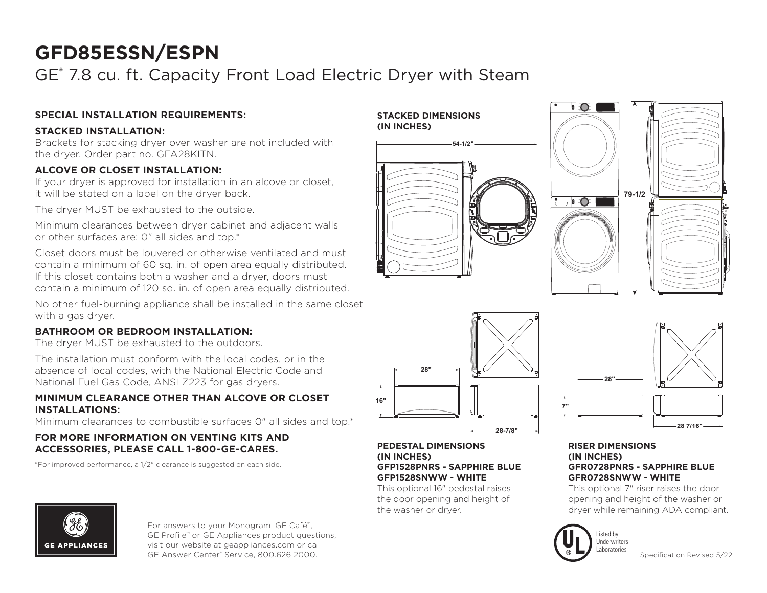# GFD85ESSN/ESPN

## GE® 7.8 cu. ft. Capacity Front Load Electric Dryer with Steam

### SPECIAL INSTALLATION REQUIREMENTS:

**STACKED INSTALLATION:**

Brackets for stacking dryer over washer are not included with the dryer. Order part no. GFA28KITN.

**ALCOVE OR CLOSET INSTALLATION:**

If your dryer is approved for installation in an alcove or closet, it will be stated on a label on the dryer back.

The dryer MUST be exhausted to the outside.

Minimum clearances between dryer cabinet and adjacent walls or other surfaces are: 0" all sides and top.*

Closet doors must be louvered or otherwise ventilated and must contain a minimum of 60 sq. in. of open area equally distributed. If this closet contains both a washer and a dryer, doors must contain a minimum of 120 sq. in. of open area equally distributed.

No other fuel-burning appliance shall be installed in the same closet with a gas dryer.

**BATHROOM OR BEDROOM INSTALLATION:**

The dryer MUST be exhausted to the outdoors.

The installation must conform with the local codes, or in the absence of local codes, with the National Electric Code and National Fuel Gas Code, ANSI Z223 for gas dryers.

**MINIMUM CLEARANCE OTHER THAN ALCOVE OR CLOSET INSTALLATIONS:**

Minimum clearances to combustible surfaces 0" all sides and top.*

**FOR MORE INFORMATION ON VENTING KITS AND ACCESSORIES, PLEASE CALL 1-800-GE-CARES.**

*For improved performance, a 1/2" clearance is suggested on each side.

**STACKED DIMENSIONS (IN INCHES)**

54-1/2"

79-1/2

28"

16"

28-7/8"

**PEDESTAL DIMENSIONS (IN INCHES)**
**GFP1528PNRS - SAPPHIRE BLUE**
**GFP1528SNWW - WHITE**

This optional 16" pedestal raises the door opening and height of the washer or dryer.

28"

7"

28 7/16"

**RISER DIMENSIONS (IN INCHES)**
**GFR0728PNRS - SAPPHIRE BLUE**
**GFR0728SNWW - WHITE**

This optional 7" riser raises the door opening and height of the washer or dryer while remaining ADA compliant.

GE APPLIANCES

For answers to your Monogram, GE Café™, GE Profile™ or GE Appliances product questions, visit our website at geappliances.com or call GE Answer Center® Service, 800.626.2000.

Listed by Underwriters Laboratories

Specification Revised 5/22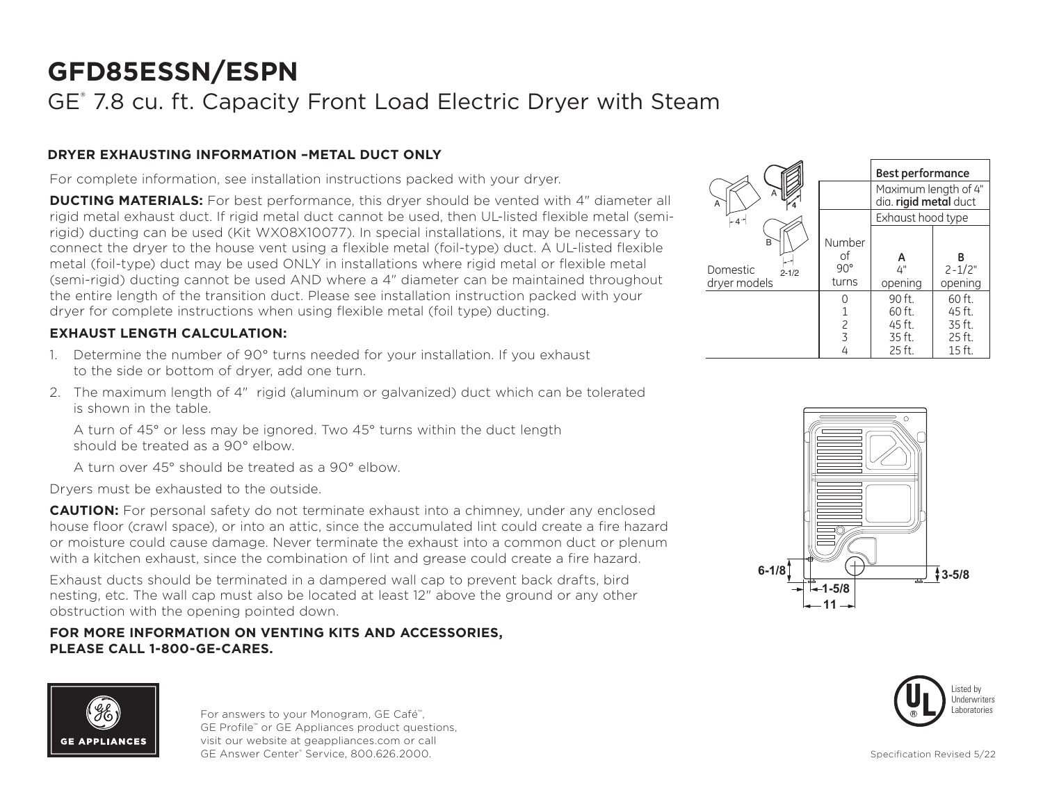# GFD85ESSN/ESPN

## GE® 7.8 cu. ft. Capacity Front Load Electric Dryer with Steam

### DRYER EXHAUSTING INFORMATION –METAL DUCT ONLY

For complete information, see installation instructions packed with your dryer.

**DUCTING MATERIALS:** For best performance, this dryer should be vented with 4" diameter all rigid metal exhaust duct. If rigid metal duct cannot be used, then UL-listed flexible metal (semi-rigid) ducting can be used (Kit WX08X10077). In special installations, it may be necessary to connect the dryer to the house vent using a flexible metal (foil-type) duct. A UL-listed flexible metal (foil-type) duct may be used ONLY in installations where rigid metal or flexible metal (semi-rigid) ducting cannot be used AND where a 4" diameter can be maintained throughout the entire length of the transition duct. Please see installation instruction packed with your dryer for complete instructions when using flexible metal (foil type) ducting.

### EXHAUST LENGTH CALCULATION:

1. Determine the number of 90° turns needed for your installation. If you exhaust to the side or bottom of dryer, add one turn.
2. The maximum length of 4" rigid (aluminum or galvanized) duct which can be tolerated is shown in the table.

   A turn of 45° or less may be ignored. Two 45° turns within the duct length should be treated as a 90° elbow.

   A turn over 45° should be treated as a 90° elbow.

Dryers must be exhausted to the outside.

**CAUTION:** For personal safety do not terminate exhaust into a chimney, under any enclosed house floor (crawl space), or into an attic, since the accumulated lint could create a fire hazard or moisture could cause damage. Never terminate the exhaust into a common duct or plenum with a kitchen exhaust, since the combination of lint and grease could create a fire hazard.

Exhaust ducts should be terminated in a dampered wall cap to prevent back drafts, bird nesting, etc. The wall cap must also be located at least 12" above the ground or any other obstruction with the opening pointed down.

**FOR MORE INFORMATION ON VENTING KITS AND ACCESSORIES, PLEASE CALL 1-800-GE-CARES.**

| Domestic dryer models | Number of 90° turns | Best performance — Maximum length of 4" dia. **rigid metal** duct — Exhaust hood type: A 4" opening | B 2-1/2" opening |
|---|---|---|---|
| | 0 | 90 ft. | 60 ft. |
| | 1 | 60 ft. | 45 ft. |
| | 2 | 45 ft. | 35 ft. |
| | 3 | 35 ft. | 25 ft. |
| | 4 | 25 ft. | 15 ft. |

6-1/8
1-5/8
11
3-5/8

Listed by Underwriters Laboratories

For answers to your Monogram, GE Café™, GE Profile™ or GE Appliances product questions, visit our website at geappliances.com or call GE Answer Center® Service, 800.626.2000.

Specification Revised 5/22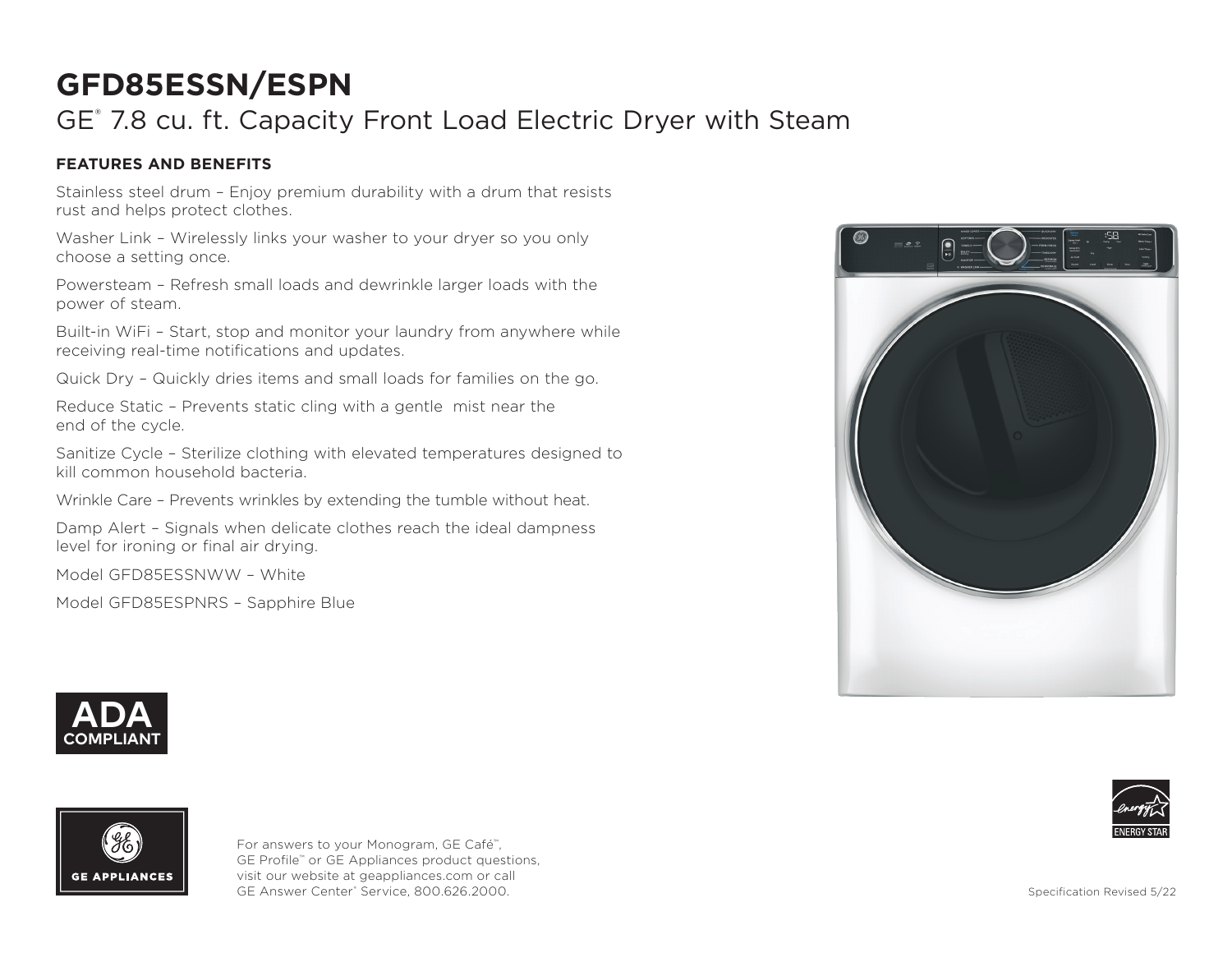# GFD85ESSN/ESPN

## GE® 7.8 cu. ft. Capacity Front Load Electric Dryer with Steam

### FEATURES AND BENEFITS

Stainless steel drum – Enjoy premium durability with a drum that resists rust and helps protect clothes.

Washer Link – Wirelessly links your washer to your dryer so you only choose a setting once.

Powersteam – Refresh small loads and dewrinkle larger loads with the power of steam.

Built-in WiFi – Start, stop and monitor your laundry from anywhere while receiving real-time notifications and updates.

Quick Dry – Quickly dries items and small loads for families on the go.

Reduce Static – Prevents static cling with a gentle mist near the end of the cycle.

Sanitize Cycle – Sterilize clothing with elevated temperatures designed to kill common household bacteria.

Wrinkle Care – Prevents wrinkles by extending the tumble without heat.

Damp Alert – Signals when delicate clothes reach the ideal dampness level for ironing or final air drying.

Model GFD85ESSNWW – White

Model GFD85ESPNRS – Sapphire Blue

**ADA COMPLIANT**

GE APPLIANCES

For answers to your Monogram, GE Café™, GE Profile™ or GE Appliances product questions, visit our website at geappliances.com or call GE Answer Center® Service, 800.626.2000.

ENERGY STAR

Specification Revised 5/22